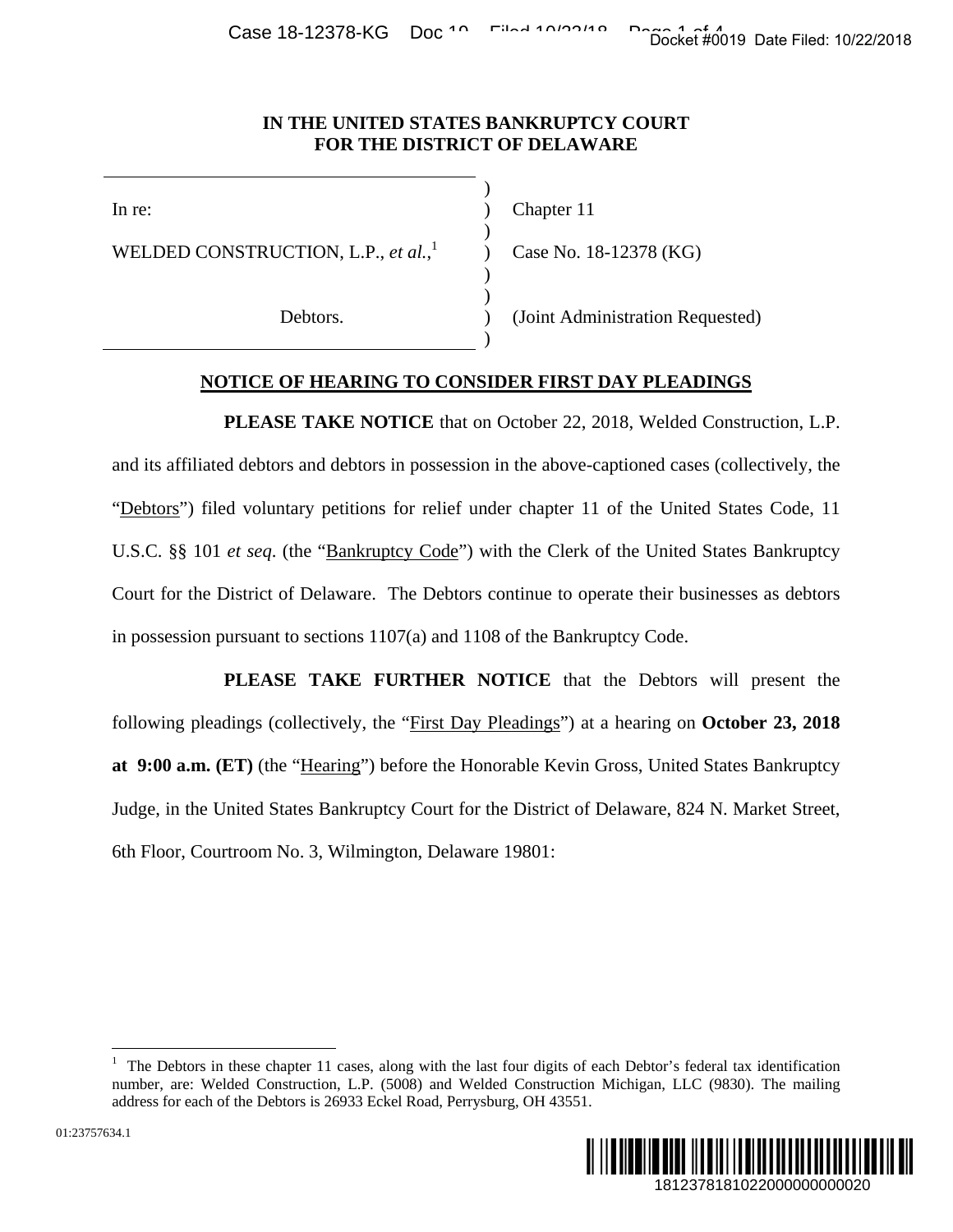IN THE UNITED STATES BANKRUPTCY COURT
FOR THE DISTRICT OF DELAWARE

| | |
|---|---|
| In re: | Chapter 11 |
| WELDED CONSTRUCTION, L.P., *et al.*,[1] | Case No. 18-12378 (KG) |
| Debtors. | (Joint Administration Requested) |

## NOTICE OF HEARING TO CONSIDER FIRST DAY PLEADINGS

**PLEASE TAKE NOTICE** that on October 22, 2018, Welded Construction, L.P. and its affiliated debtors and debtors in possession in the above-captioned cases (collectively, the "Debtors") filed voluntary petitions for relief under chapter 11 of the United States Code, 11 U.S.C. §§ 101 *et seq*. (the "Bankruptcy Code") with the Clerk of the United States Bankruptcy Court for the District of Delaware. The Debtors continue to operate their businesses as debtors in possession pursuant to sections 1107(a) and 1108 of the Bankruptcy Code.

**PLEASE TAKE FURTHER NOTICE** that the Debtors will present the following pleadings (collectively, the "First Day Pleadings") at a hearing on **October 23, 2018 at 9:00 a.m. (ET)** (the "Hearing") before the Honorable Kevin Gross, United States Bankruptcy Judge, in the United States Bankruptcy Court for the District of Delaware, 824 N. Market Street, 6th Floor, Courtroom No. 3, Wilmington, Delaware 19801:

---

[1] The Debtors in these chapter 11 cases, along with the last four digits of each Debtor's federal tax identification number, are: Welded Construction, L.P. (5008) and Welded Construction Michigan, LLC (9830). The mailing address for each of the Debtors is 26933 Eckel Road, Perrysburg, OH 43551.

01:23757634.1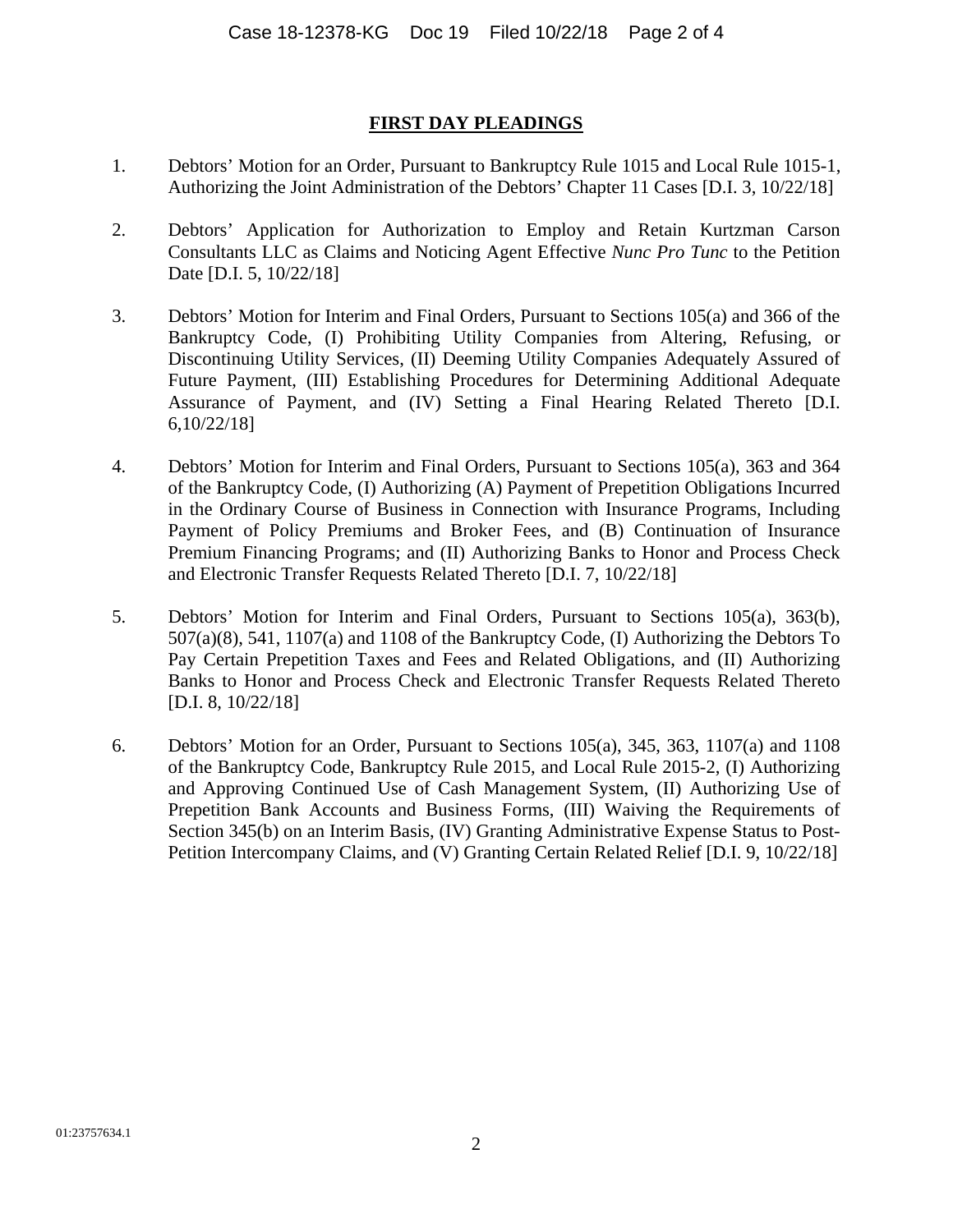## FIRST DAY PLEADINGS

1. Debtors' Motion for an Order, Pursuant to Bankruptcy Rule 1015 and Local Rule 1015-1, Authorizing the Joint Administration of the Debtors' Chapter 11 Cases [D.I. 3, 10/22/18]

2. Debtors' Application for Authorization to Employ and Retain Kurtzman Carson Consultants LLC as Claims and Noticing Agent Effective *Nunc Pro Tunc* to the Petition Date [D.I. 5, 10/22/18]

3. Debtors' Motion for Interim and Final Orders, Pursuant to Sections 105(a) and 366 of the Bankruptcy Code, (I) Prohibiting Utility Companies from Altering, Refusing, or Discontinuing Utility Services, (II) Deeming Utility Companies Adequately Assured of Future Payment, (III) Establishing Procedures for Determining Additional Adequate Assurance of Payment, and (IV) Setting a Final Hearing Related Thereto [D.I. 6,10/22/18]

4. Debtors' Motion for Interim and Final Orders, Pursuant to Sections 105(a), 363 and 364 of the Bankruptcy Code, (I) Authorizing (A) Payment of Prepetition Obligations Incurred in the Ordinary Course of Business in Connection with Insurance Programs, Including Payment of Policy Premiums and Broker Fees, and (B) Continuation of Insurance Premium Financing Programs; and (II) Authorizing Banks to Honor and Process Check and Electronic Transfer Requests Related Thereto [D.I. 7, 10/22/18]

5. Debtors' Motion for Interim and Final Orders, Pursuant to Sections 105(a), 363(b), 507(a)(8), 541, 1107(a) and 1108 of the Bankruptcy Code, (I) Authorizing the Debtors To Pay Certain Prepetition Taxes and Fees and Related Obligations, and (II) Authorizing Banks to Honor and Process Check and Electronic Transfer Requests Related Thereto [D.I. 8, 10/22/18]

6. Debtors' Motion for an Order, Pursuant to Sections 105(a), 345, 363, 1107(a) and 1108 of the Bankruptcy Code, Bankruptcy Rule 2015, and Local Rule 2015-2, (I) Authorizing and Approving Continued Use of Cash Management System, (II) Authorizing Use of Prepetition Bank Accounts and Business Forms, (III) Waiving the Requirements of Section 345(b) on an Interim Basis, (IV) Granting Administrative Expense Status to Post-Petition Intercompany Claims, and (V) Granting Certain Related Relief [D.I. 9, 10/22/18]

01:23757634.1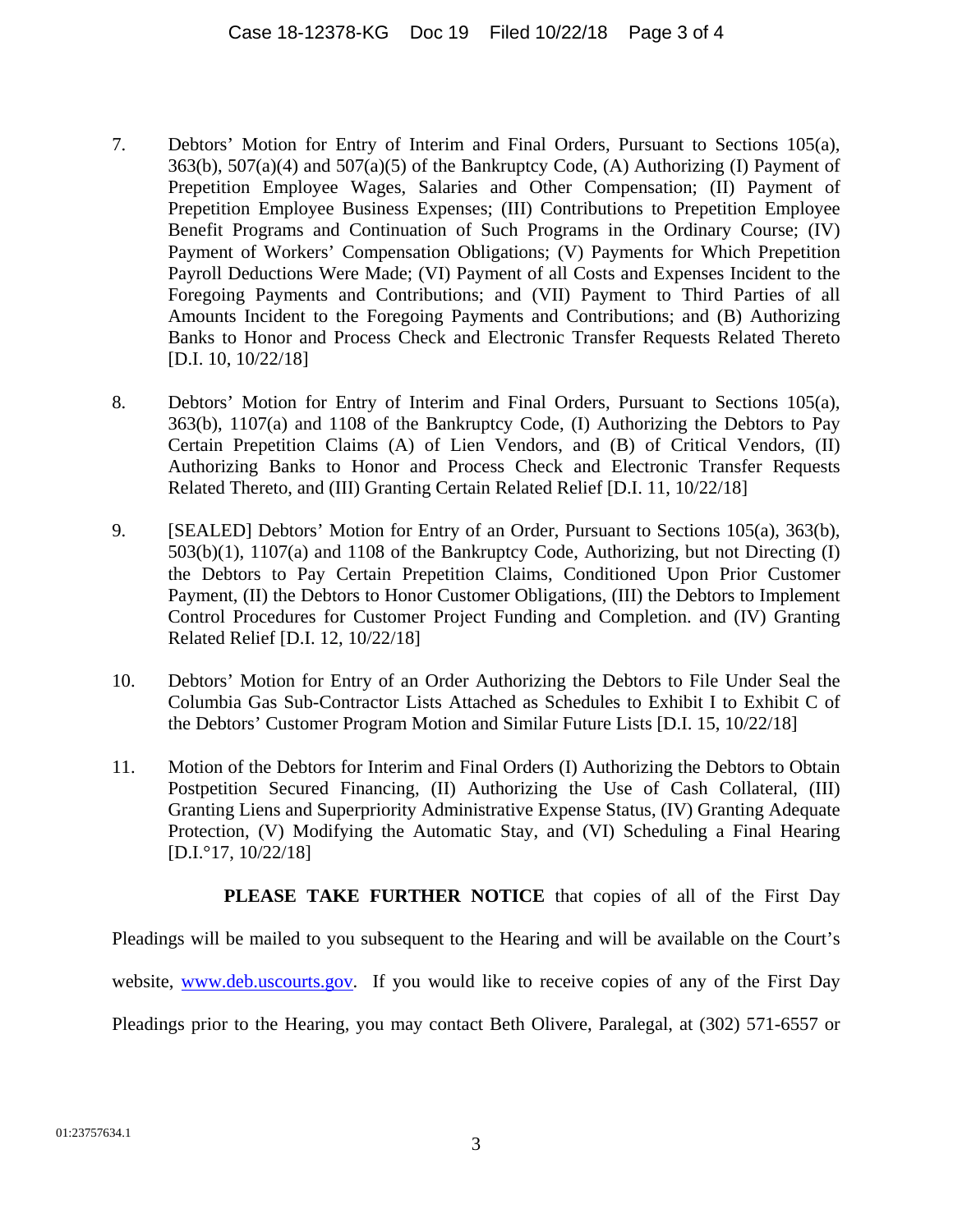7. Debtors' Motion for Entry of Interim and Final Orders, Pursuant to Sections 105(a), 363(b), 507(a)(4) and 507(a)(5) of the Bankruptcy Code, (A) Authorizing (I) Payment of Prepetition Employee Wages, Salaries and Other Compensation; (II) Payment of Prepetition Employee Business Expenses; (III) Contributions to Prepetition Employee Benefit Programs and Continuation of Such Programs in the Ordinary Course; (IV) Payment of Workers' Compensation Obligations; (V) Payments for Which Prepetition Payroll Deductions Were Made; (VI) Payment of all Costs and Expenses Incident to the Foregoing Payments and Contributions; and (VII) Payment to Third Parties of all Amounts Incident to the Foregoing Payments and Contributions; and (B) Authorizing Banks to Honor and Process Check and Electronic Transfer Requests Related Thereto [D.I. 10, 10/22/18]

8. Debtors' Motion for Entry of Interim and Final Orders, Pursuant to Sections 105(a), 363(b), 1107(a) and 1108 of the Bankruptcy Code, (I) Authorizing the Debtors to Pay Certain Prepetition Claims (A) of Lien Vendors, and (B) of Critical Vendors, (II) Authorizing Banks to Honor and Process Check and Electronic Transfer Requests Related Thereto, and (III) Granting Certain Related Relief [D.I. 11, 10/22/18]

9. [SEALED] Debtors' Motion for Entry of an Order, Pursuant to Sections 105(a), 363(b), 503(b)(1), 1107(a) and 1108 of the Bankruptcy Code, Authorizing, but not Directing (I) the Debtors to Pay Certain Prepetition Claims, Conditioned Upon Prior Customer Payment, (II) the Debtors to Honor Customer Obligations, (III) the Debtors to Implement Control Procedures for Customer Project Funding and Completion. and (IV) Granting Related Relief [D.I. 12, 10/22/18]

10. Debtors' Motion for Entry of an Order Authorizing the Debtors to File Under Seal the Columbia Gas Sub-Contractor Lists Attached as Schedules to Exhibit I to Exhibit C of the Debtors' Customer Program Motion and Similar Future Lists [D.I. 15, 10/22/18]

11. Motion of the Debtors for Interim and Final Orders (I) Authorizing the Debtors to Obtain Postpetition Secured Financing, (II) Authorizing the Use of Cash Collateral, (III) Granting Liens and Superpriority Administrative Expense Status, (IV) Granting Adequate Protection, (V) Modifying the Automatic Stay, and (VI) Scheduling a Final Hearing [D.I.°17, 10/22/18]

**PLEASE TAKE FURTHER NOTICE** that copies of all of the First Day Pleadings will be mailed to you subsequent to the Hearing and will be available on the Court's website, [www.deb.uscourts.gov](http://www.deb.uscourts.gov). If you would like to receive copies of any of the First Day Pleadings prior to the Hearing, you may contact Beth Olivere, Paralegal, at (302) 571-6557 or

01:23757634.1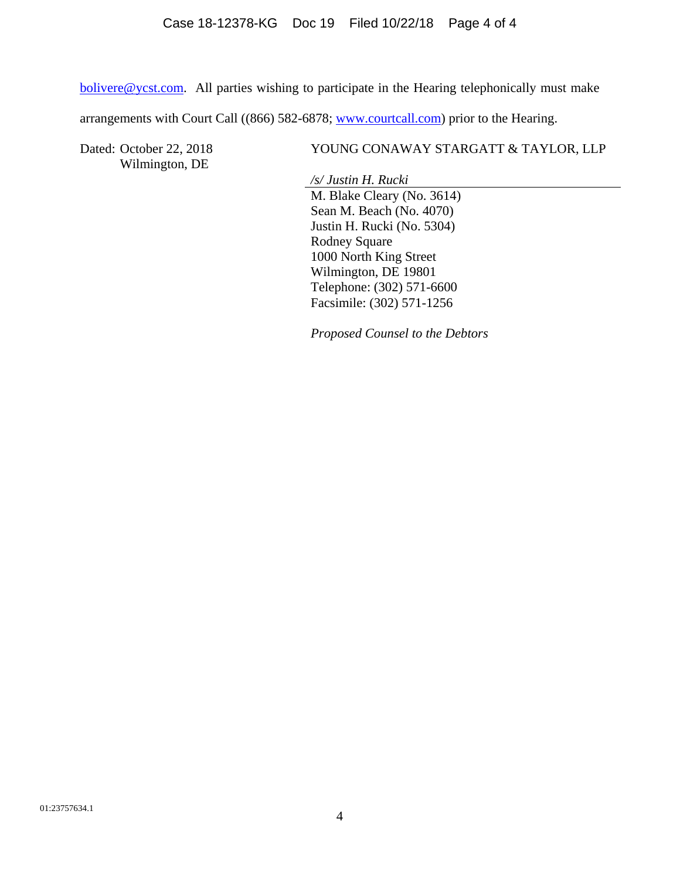bolivere@ycst.com. All parties wishing to participate in the Hearing telephonically must make arrangements with Court Call ((866) 582-6878; www.courtcall.com) prior to the Hearing.

Dated: October 22, 2018
Wilmington, DE

YOUNG CONAWAY STARGATT & TAYLOR, LLP

*/s/ Justin H. Rucki*
M. Blake Cleary (No. 3614)
Sean M. Beach (No. 4070)
Justin H. Rucki (No. 5304)
Rodney Square
1000 North King Street
Wilmington, DE 19801
Telephone: (302) 571-6600
Facsimile: (302) 571-1256

*Proposed Counsel to the Debtors*

01:23757634.1